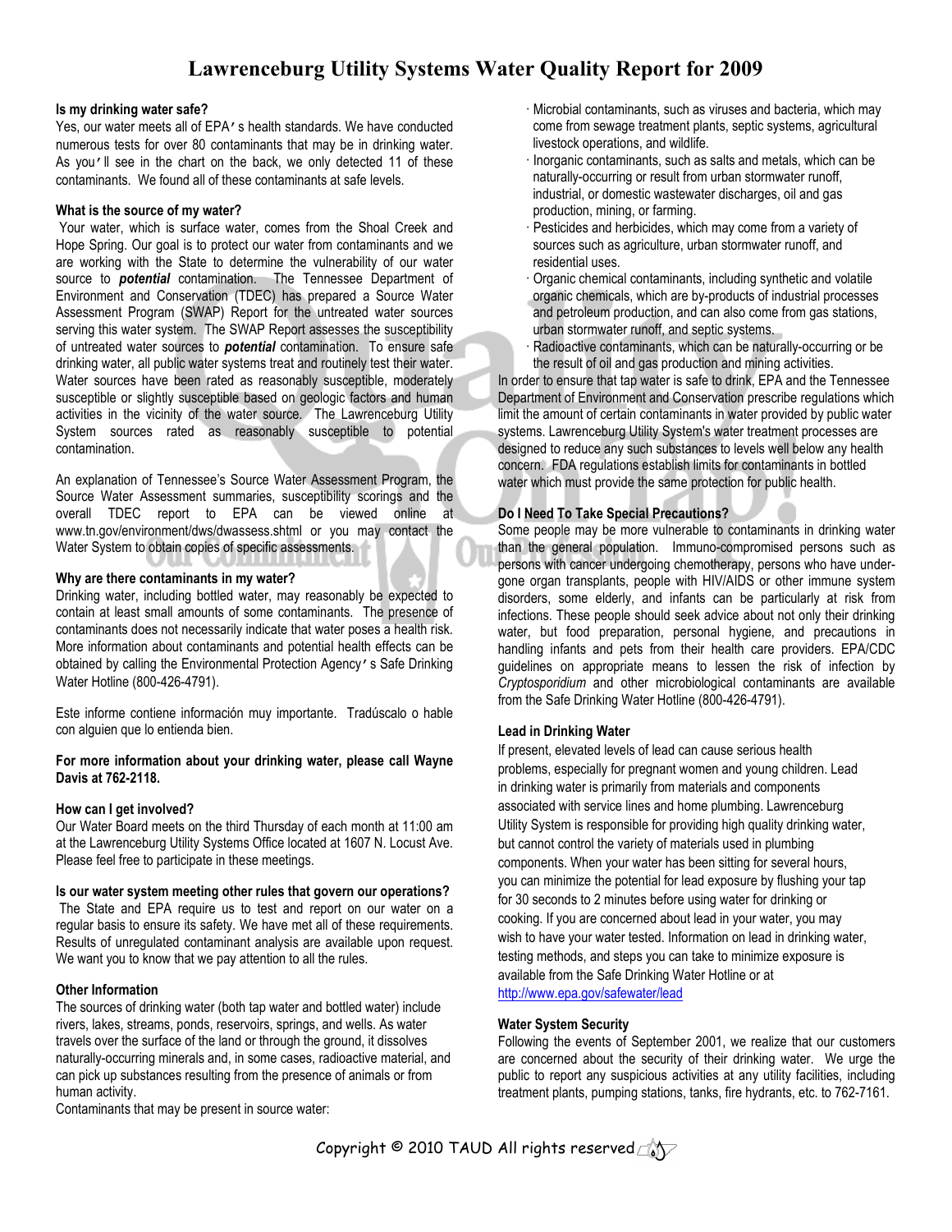# Lawrenceburg Utility Systems Water Quality Report for 2009

**Is my drinking water safe?**

Yes, our water meets all of EPA's health standards. We have conducted numerous tests for over 80 contaminants that may be in drinking water. As you'll see in the chart on the back, we only detected 11 of these contaminants. We found all of these contaminants at safe levels.

**What is the source of my water?**

Your water, which is surface water, comes from the Shoal Creek and Hope Spring. Our goal is to protect our water from contaminants and we are working with the State to determine the vulnerability of our water source to ***potential*** contamination. The Tennessee Department of Environment and Conservation (TDEC) has prepared a Source Water Assessment Program (SWAP) Report for the untreated water sources serving this water system. The SWAP Report assesses the susceptibility of untreated water sources to ***potential*** contamination. To ensure safe drinking water, all public water systems treat and routinely test their water. Water sources have been rated as reasonably susceptible, moderately susceptible or slightly susceptible based on geologic factors and human activities in the vicinity of the water source. The Lawrenceburg Utility System sources rated as reasonably susceptible to potential contamination.

An explanation of Tennessee's Source Water Assessment Program, the Source Water Assessment summaries, susceptibility scorings and the overall TDEC report to EPA can be viewed online at www.tn.gov/environment/dws/dwassess.shtml or you may contact the Water System to obtain copies of specific assessments.

**Why are there contaminants in my water?**

Drinking water, including bottled water, may reasonably be expected to contain at least small amounts of some contaminants. The presence of contaminants does not necessarily indicate that water poses a health risk. More information about contaminants and potential health effects can be obtained by calling the Environmental Protection Agency's Safe Drinking Water Hotline (800-426-4791).

Este informe contiene información muy importante. Tradúscalo o hable con alguien que lo entienda bien.

**For more information about your drinking water, please call Wayne Davis at 762-2118.**

**How can I get involved?**

Our Water Board meets on the third Thursday of each month at 11:00 am at the Lawrenceburg Utility Systems Office located at 1607 N. Locust Ave. Please feel free to participate in these meetings.

**Is our water system meeting other rules that govern our operations?**

The State and EPA require us to test and report on our water on a regular basis to ensure its safety. We have met all of these requirements. Results of unregulated contaminant analysis are available upon request. We want you to know that we pay attention to all the rules.

**Other Information**

The sources of drinking water (both tap water and bottled water) include rivers, lakes, streams, ponds, reservoirs, springs, and wells. As water travels over the surface of the land or through the ground, it dissolves naturally-occurring minerals and, in some cases, radioactive material, and can pick up substances resulting from the presence of animals or from human activity.

Contaminants that may be present in source water:

- Microbial contaminants, such as viruses and bacteria, which may come from sewage treatment plants, septic systems, agricultural livestock operations, and wildlife.
- Inorganic contaminants, such as salts and metals, which can be naturally-occurring or result from urban stormwater runoff, industrial, or domestic wastewater discharges, oil and gas production, mining, or farming.
- Pesticides and herbicides, which may come from a variety of sources such as agriculture, urban stormwater runoff, and residential uses.
- Organic chemical contaminants, including synthetic and volatile organic chemicals, which are by-products of industrial processes and petroleum production, and can also come from gas stations, urban stormwater runoff, and septic systems.
- Radioactive contaminants, which can be naturally-occurring or be the result of oil and gas production and mining activities.

In order to ensure that tap water is safe to drink, EPA and the Tennessee Department of Environment and Conservation prescribe regulations which limit the amount of certain contaminants in water provided by public water systems. Lawrenceburg Utility System's water treatment processes are designed to reduce any such substances to levels well below any health concern. FDA regulations establish limits for contaminants in bottled water which must provide the same protection for public health.

**Do I Need To Take Special Precautions?**

Some people may be more vulnerable to contaminants in drinking water than the general population. Immuno-compromised persons such as persons with cancer undergoing chemotherapy, persons who have undergone organ transplants, people with HIV/AIDS or other immune system disorders, some elderly, and infants can be particularly at risk from infections. These people should seek advice about not only their drinking water, but food preparation, personal hygiene, and precautions in handling infants and pets from their health care providers. EPA/CDC guidelines on appropriate means to lessen the risk of infection by *Cryptosporidium* and other microbiological contaminants are available from the Safe Drinking Water Hotline (800-426-4791).

**Lead in Drinking Water**

If present, elevated levels of lead can cause serious health problems, especially for pregnant women and young children. Lead in drinking water is primarily from materials and components associated with service lines and home plumbing. Lawrenceburg Utility System is responsible for providing high quality drinking water, but cannot control the variety of materials used in plumbing components. When your water has been sitting for several hours, you can minimize the potential for lead exposure by flushing your tap for 30 seconds to 2 minutes before using water for drinking or cooking. If you are concerned about lead in your water, you may wish to have your water tested. Information on lead in drinking water, testing methods, and steps you can take to minimize exposure is available from the Safe Drinking Water Hotline or at http://www.epa.gov/safewater/lead

**Water System Security**

Following the events of September 2001, we realize that our customers are concerned about the security of their drinking water. We urge the public to report any suspicious activities at any utility facilities, including treatment plants, pumping stations, tanks, fire hydrants, etc. to 762-7161.

Copyright © 2010 TAUD All rights reserved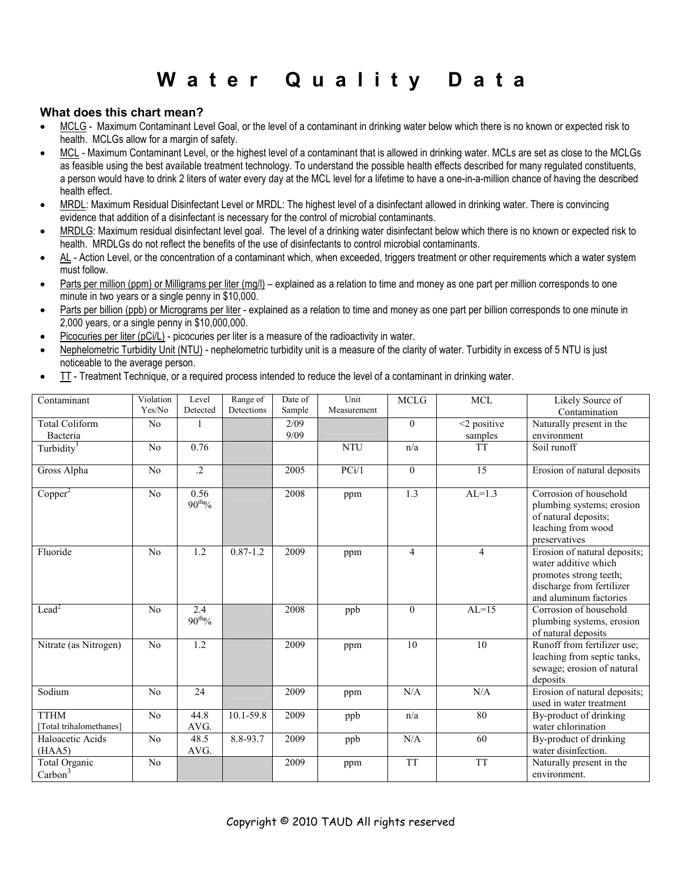# Water Quality Data

### What does this chart mean?

- MCLG - Maximum Contaminant Level Goal, or the level of a contaminant in drinking water below which there is no known or expected risk to health. MCLGs allow for a margin of safety.
- MCL - Maximum Contaminant Level, or the highest level of a contaminant that is allowed in drinking water. MCLs are set as close to the MCLGs as feasible using the best available treatment technology. To understand the possible health effects described for many regulated constituents, a person would have to drink 2 liters of water every day at the MCL level for a lifetime to have a one-in-a-million chance of having the described health effect.
- MRDL: Maximum Residual Disinfectant Level or MRDL: The highest level of a disinfectant allowed in drinking water. There is convincing evidence that addition of a disinfectant is necessary for the control of microbial contaminants.
- MRDLG: Maximum residual disinfectant level goal. The level of a drinking water disinfectant below which there is no known or expected risk to health. MRDLGs do not reflect the benefits of the use of disinfectants to control microbial contaminants.
- AL - Action Level, or the concentration of a contaminant which, when exceeded, triggers treatment or other requirements which a water system must follow.
- Parts per million (ppm) or Milligrams per liter (mg/l) – explained as a relation to time and money as one part per million corresponds to one minute in two years or a single penny in $10,000.
- Parts per billion (ppb) or Micrograms per liter - explained as a relation to time and money as one part per billion corresponds to one minute in 2,000 years, or a single penny in $10,000,000.
- Picocuries per liter (pCi/L) - picocuries per liter is a measure of the radioactivity in water.
- Nephelometric Turbidity Unit (NTU) - nephelometric turbidity unit is a measure of the clarity of water. Turbidity in excess of 5 NTU is just noticeable to the average person.
- TT - Treatment Technique, or a required process intended to reduce the level of a contaminant in drinking water.

| Contaminant | Violation Yes/No | Level Detected | Range of Detections | Date of Sample | Unit Measurement | MCLG | MCL | Likely Source of Contamination |
|---|---|---|---|---|---|---|---|---|
| Total Coliform Bacteria | No | 1 | | 2/09 9/09 | | 0 | <2 positive samples | Naturally present in the environment |
| Turbidity[1] | No | 0.76 | | | NTU | n/a | TT | Soil runoff |
| Gross Alpha | No | .2 | | 2005 | PCi/1 | 0 | 15 | Erosion of natural deposits |
| Copper[2] | No | 0.56 90$^{th}$% | | 2008 | ppm | 1.3 | AL=1.3 | Corrosion of household plumbing systems; erosion of natural deposits; leaching from wood preservatives |
| Fluoride | No | 1.2 | 0.87-1.2 | 2009 | ppm | 4 | 4 | Erosion of natural deposits; water additive which promotes strong teeth; discharge from fertilizer and aluminum factories |
| Lead[2] | No | 2.4 90$^{th}$% | | 2008 | ppb | 0 | AL=15 | Corrosion of household plumbing systems, erosion of natural deposits |
| Nitrate (as Nitrogen) | No | 1.2 | | 2009 | ppm | 10 | 10 | Runoff from fertilizer use; leaching from septic tanks, sewage; erosion of natural deposits |
| Sodium | No | 24 | | 2009 | ppm | N/A | N/A | Erosion of natural deposits; used in water treatment |
| TTHM [Total trihalomethanes] | No | 44.8 AVG. | 10.1-59.8 | 2009 | ppb | n/a | 80 | By-product of drinking water chlorination |
| Haloacetic Acids (HAA5) | No | 48.5 AVG. | 8.8-93.7 | 2009 | ppb | N/A | 60 | By-product of drinking water disinfection. |
| Total Organic Carbon[3] | No | | | 2009 | ppm | TT | TT | Naturally present in the environment. |

Copyright © 2010 TAUD All rights reserved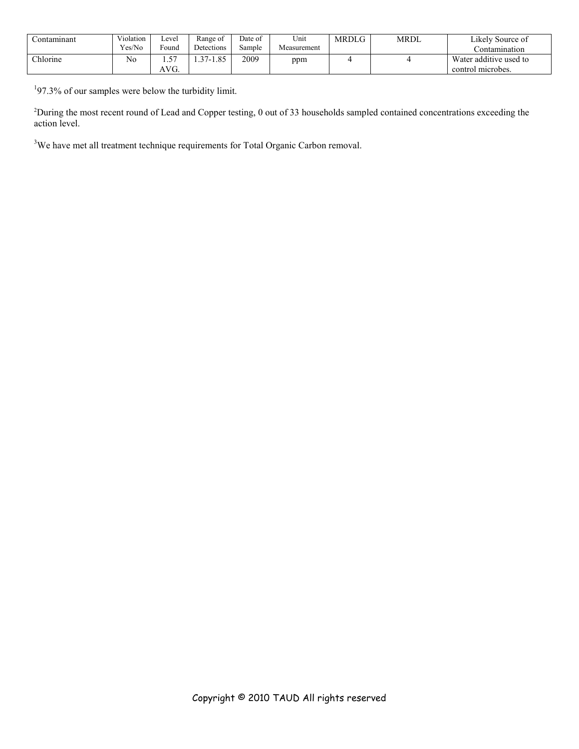| Contaminant | Violation Yes/No | Level Found | Range of Detections | Date of Sample | Unit Measurement | MRDLG | MRDL | Likely Source of Contamination |
|---|---|---|---|---|---|---|---|---|
| Chlorine | No | 1.57 AVG. | 1.37-1.85 | 2009 | ppm | 4 | 4 | Water additive used to control microbes. |

[1]97.3% of our samples were below the turbidity limit.

[2]During the most recent round of Lead and Copper testing, 0 out of 33 households sampled contained concentrations exceeding the action level.

[3]We have met all treatment technique requirements for Total Organic Carbon removal.